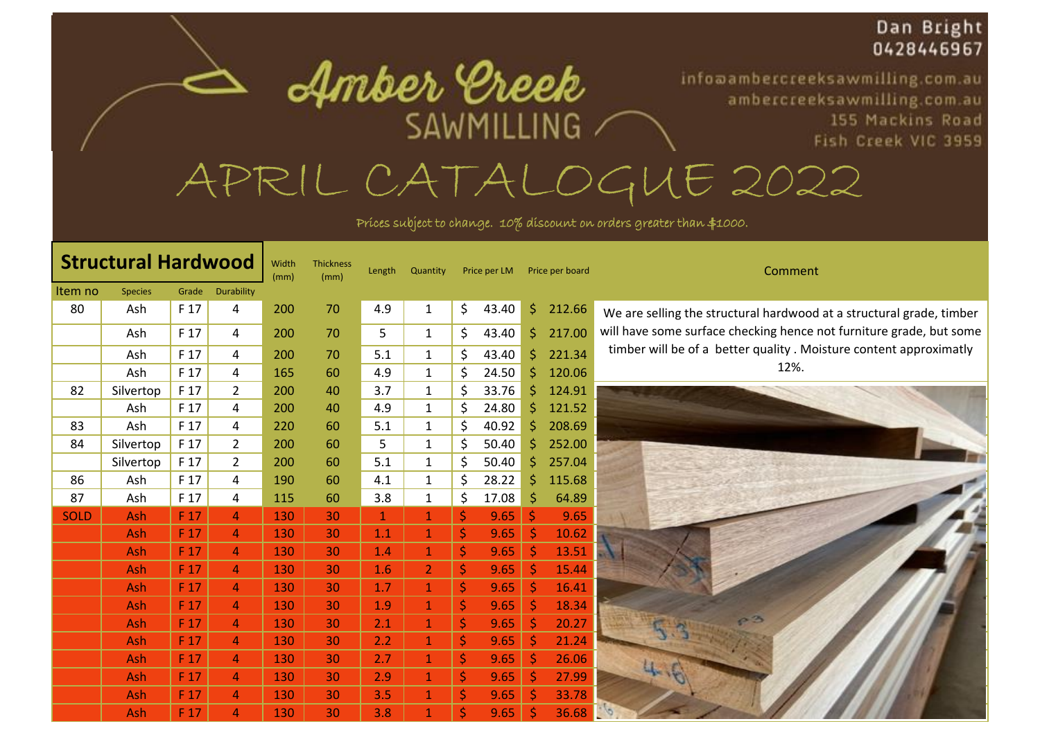# Amber Creek SAWMILLING

Dan Bright
0428446967

info@ambercreeksawmilling.com.au
ambercreeksawmilling.com.au
155 Mackins Road
Fish Creek VIC 3959

# APRIL CATALOGUE 2022

*Prices subject to change. 10% discount on orders greater than $1000.*

## Structural Hardwood

| Item no | Species | Grade | Durability | Width (mm) | Thickness (mm) | Length | Quantity | Price per LM | Price per board |
|---|---|---|---|---|---|---|---|---|---|
| 80 | Ash | F 17 | 4 | 200 | 70 | 4.9 | 1 | $ 43.40 | $ 212.66 |
| | Ash | F 17 | 4 | 200 | 70 | 5 | 1 | $ 43.40 | $ 217.00 |
| | Ash | F 17 | 4 | 200 | 70 | 5.1 | 1 | $ 43.40 | $ 221.34 |
| | Ash | F 17 | 4 | 165 | 60 | 4.9 | 1 | $ 24.50 | $ 120.06 |
| 82 | Silvertop | F 17 | 2 | 200 | 40 | 3.7 | 1 | $ 33.76 | $ 124.91 |
| | Ash | F 17 | 4 | 200 | 40 | 4.9 | 1 | $ 24.80 | $ 121.52 |
| 83 | Ash | F 17 | 4 | 220 | 60 | 5.1 | 1 | $ 40.92 | $ 208.69 |
| 84 | Silvertop | F 17 | 2 | 200 | 60 | 5 | 1 | $ 50.40 | $ 252.00 |
| | Silvertop | F 17 | 2 | 200 | 60 | 5.1 | 1 | $ 50.40 | $ 257.04 |
| 86 | Ash | F 17 | 4 | 190 | 60 | 4.1 | 1 | $ 28.22 | $ 115.68 |
| 87 | Ash | F 17 | 4 | 115 | 60 | 3.8 | 1 | $ 17.08 | $ 64.89 |
| SOLD | Ash | F 17 | 4 | 130 | 30 | 1 | 1 | $ 9.65 | $ 9.65 |
| | Ash | F 17 | 4 | 130 | 30 | 1.1 | 1 | $ 9.65 | $ 10.62 |
| | Ash | F 17 | 4 | 130 | 30 | 1.4 | 1 | $ 9.65 | $ 13.51 |
| | Ash | F 17 | 4 | 130 | 30 | 1.6 | 2 | $ 9.65 | $ 15.44 |
| | Ash | F 17 | 4 | 130 | 30 | 1.7 | 1 | $ 9.65 | $ 16.41 |
| | Ash | F 17 | 4 | 130 | 30 | 1.9 | 1 | $ 9.65 | $ 18.34 |
| | Ash | F 17 | 4 | 130 | 30 | 2.1 | 1 | $ 9.65 | $ 20.27 |
| | Ash | F 17 | 4 | 130 | 30 | 2.2 | 1 | $ 9.65 | $ 21.24 |
| | Ash | F 17 | 4 | 130 | 30 | 2.7 | 1 | $ 9.65 | $ 26.06 |
| | Ash | F 17 | 4 | 130 | 30 | 2.9 | 1 | $ 9.65 | $ 27.99 |
| | Ash | F 17 | 4 | 130 | 30 | 3.5 | 1 | $ 9.65 | $ 33.78 |
| | Ash | F 17 | 4 | 130 | 30 | 3.8 | 1 | $ 9.65 | $ 36.68 |

**Comment**

We are selling the structural hardwood at a structural grade, timber will have some surface checking hence not furniture grade, but some timber will be of a better quality . Moisture content approximatly 12%.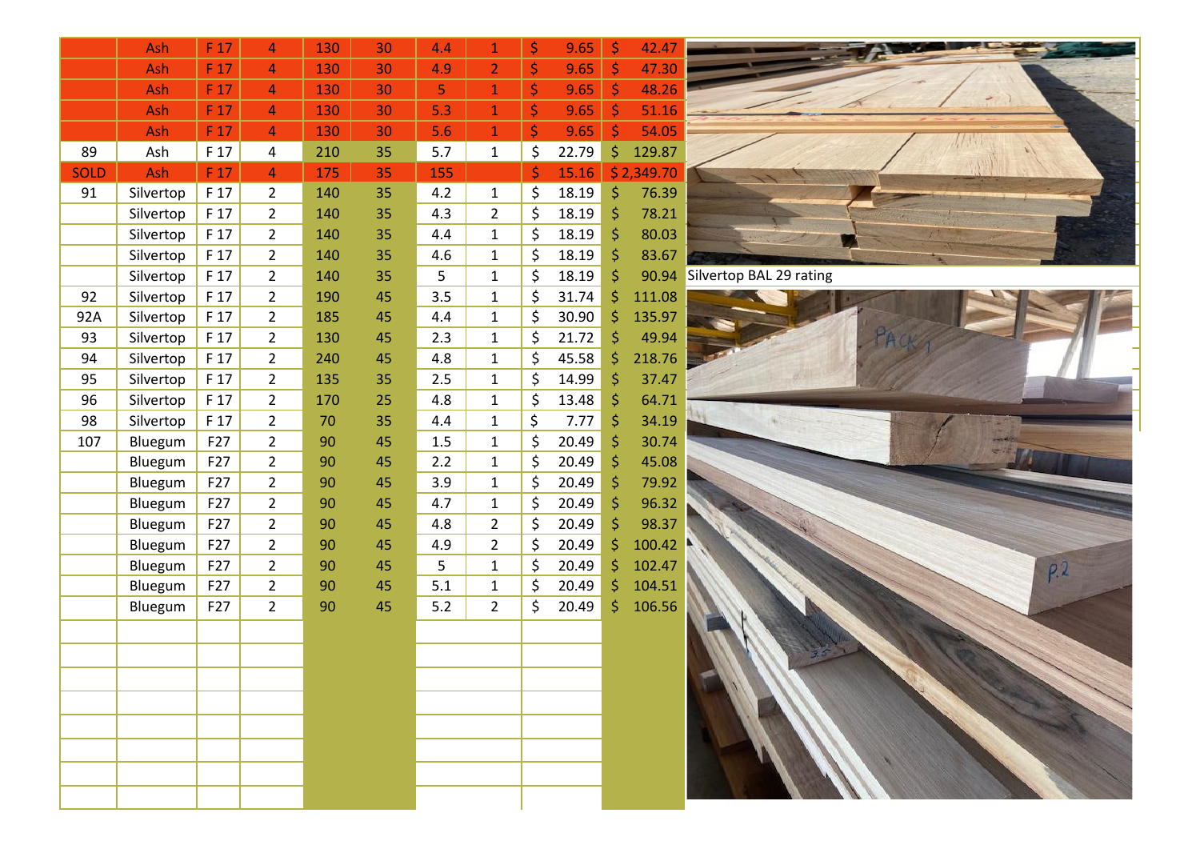| | | | | | | | | | |
|---|---|---|---|---|---|---|---|---|---|
| | Ash | F 17 | 4 | 130 | 30 | 4.4 | 1 | $ 9.65 | $ 42.47 |
| | Ash | F 17 | 4 | 130 | 30 | 4.9 | 2 | $ 9.65 | $ 47.30 |
| | Ash | F 17 | 4 | 130 | 30 | 5 | 1 | $ 9.65 | $ 48.26 |
| | Ash | F 17 | 4 | 130 | 30 | 5.3 | 1 | $ 9.65 | $ 51.16 |
| | Ash | F 17 | 4 | 130 | 30 | 5.6 | 1 | $ 9.65 | $ 54.05 |
| 89 | Ash | F 17 | 4 | 210 | 35 | 5.7 | 1 | $ 22.79 | $ 129.87 |
| SOLD | Ash | F 17 | 4 | 175 | 35 | 155 | | $ 15.16 | $ 2,349.70 |
| 91 | Silvertop | F 17 | 2 | 140 | 35 | 4.2 | 1 | $ 18.19 | $ 76.39 |
| | Silvertop | F 17 | 2 | 140 | 35 | 4.3 | 2 | $ 18.19 | $ 78.21 |
| | Silvertop | F 17 | 2 | 140 | 35 | 4.4 | 1 | $ 18.19 | $ 80.03 |
| | Silvertop | F 17 | 2 | 140 | 35 | 4.6 | 1 | $ 18.19 | $ 83.67 |
| | Silvertop | F 17 | 2 | 140 | 35 | 5 | 1 | $ 18.19 | $ 90.94 |
| 92 | Silvertop | F 17 | 2 | 190 | 45 | 3.5 | 1 | $ 31.74 | $ 111.08 |
| 92A | Silvertop | F 17 | 2 | 185 | 45 | 4.4 | 1 | $ 30.90 | $ 135.97 |
| 93 | Silvertop | F 17 | 2 | 130 | 45 | 2.3 | 1 | $ 21.72 | $ 49.94 |
| 94 | Silvertop | F 17 | 2 | 240 | 45 | 4.8 | 1 | $ 45.58 | $ 218.76 |
| 95 | Silvertop | F 17 | 2 | 135 | 35 | 2.5 | 1 | $ 14.99 | $ 37.47 |
| 96 | Silvertop | F 17 | 2 | 170 | 25 | 4.8 | 1 | $ 13.48 | $ 64.71 |
| 98 | Silvertop | F 17 | 2 | 70 | 35 | 4.4 | 1 | $ 7.77 | $ 34.19 |
| 107 | Bluegum | F27 | 2 | 90 | 45 | 1.5 | 1 | $ 20.49 | $ 30.74 |
| | Bluegum | F27 | 2 | 90 | 45 | 2.2 | 1 | $ 20.49 | $ 45.08 |
| | Bluegum | F27 | 2 | 90 | 45 | 3.9 | 1 | $ 20.49 | $ 79.92 |
| | Bluegum | F27 | 2 | 90 | 45 | 4.7 | 1 | $ 20.49 | $ 96.32 |
| | Bluegum | F27 | 2 | 90 | 45 | 4.8 | 2 | $ 20.49 | $ 98.37 |
| | Bluegum | F27 | 2 | 90 | 45 | 4.9 | 2 | $ 20.49 | $ 100.42 |
| | Bluegum | F27 | 2 | 90 | 45 | 5 | 1 | $ 20.49 | $ 102.47 |
| | Bluegum | F27 | 2 | 90 | 45 | 5.1 | 1 | $ 20.49 | $ 104.51 |
| | Bluegum | F27 | 2 | 90 | 45 | 5.2 | 2 | $ 20.49 | $ 106.56 |

Silvertop BAL 29 rating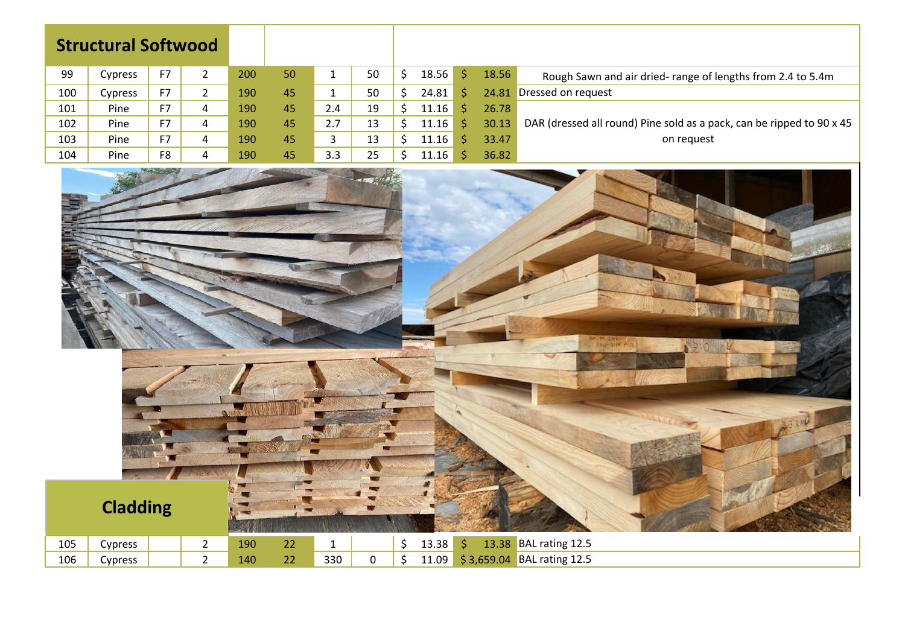## Structural Softwood

| | | | | | | | | | | |
|---|---|---|---|---|---|---|---|---|---|---|
| 99 | Cypress | F7 | 2 | 200 | 50 | 1 | 50 | $ 18.56 | $ 18.56 | Rough Sawn and air dried- range of lengths from 2.4 to 5.4m |
| 100 | Cypress | F7 | 2 | 190 | 45 | 1 | 50 | $ 24.81 | $ 24.81 | Dressed on request |
| 101 | Pine | F7 | 4 | 190 | 45 | 2.4 | 19 | $ 11.16 | $ 26.78 | DAR (dressed all round) Pine sold as a pack, can be ripped to 90 x 45 on request |
| 102 | Pine | F7 | 4 | 190 | 45 | 2.7 | 13 | $ 11.16 | $ 30.13 | |
| 103 | Pine | F7 | 4 | 190 | 45 | 3 | 13 | $ 11.16 | $ 33.47 | |
| 104 | Pine | F8 | 4 | 190 | 45 | 3.3 | 25 | $ 11.16 | $ 36.82 | |

## Cladding

| | | | | | | | | | | |
|---|---|---|---|---|---|---|---|---|---|---|
| 105 | Cypress | | 2 | 190 | 22 | 1 | | $ 13.38 | $ 13.38 | BAL rating 12.5 |
| 106 | Cypress | | 2 | 140 | 22 | 330 | 0 | $ 11.09 | $ 3,659.04 | BAL rating 12.5 |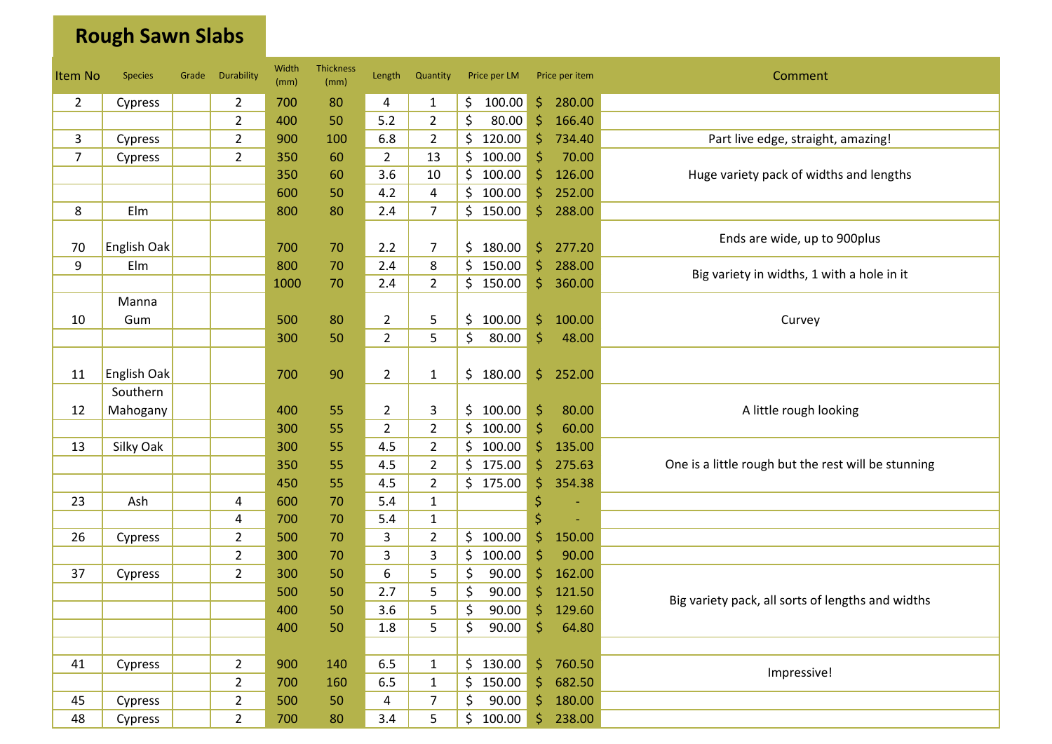# Rough Sawn Slabs

| Item No | Species | Grade | Durability | Width (mm) | Thickness (mm) | Length | Quantity | Price per LM | Price per item | Comment |
|---|---|---|---|---|---|---|---|---|---|---|
| 2 | Cypress | | 2 | 700 | 80 | 4 | 1 | $ 100.00 | $ 280.00 | |
| | | | 2 | 400 | 50 | 5.2 | 2 | $ 80.00 | $ 166.40 | |
| 3 | Cypress | | 2 | 900 | 100 | 6.8 | 2 | $ 120.00 | $ 734.40 | Part live edge, straight, amazing! |
| 7 | Cypress | | 2 | 350 | 60 | 2 | 13 | $ 100.00 | $ 70.00 | Huge variety pack of widths and lengths |
| | | | | 350 | 60 | 3.6 | 10 | $ 100.00 | $ 126.00 | |
| | | | | 600 | 50 | 4.2 | 4 | $ 100.00 | $ 252.00 | |
| 8 | Elm | | | 800 | 80 | 2.4 | 7 | $ 150.00 | $ 288.00 | |
| 70 | English Oak | | | 700 | 70 | 2.2 | 7 | $ 180.00 | $ 277.20 | Ends are wide, up to 900plus |
| 9 | Elm | | | 800 | 70 | 2.4 | 8 | $ 150.00 | $ 288.00 | Big variety in widths, 1 with a hole in it |
| | | | | 1000 | 70 | 2.4 | 2 | $ 150.00 | $ 360.00 | |
| 10 | Manna Gum | | | 500 | 80 | 2 | 5 | $ 100.00 | $ 100.00 | Curvey |
| | | | | 300 | 50 | 2 | 5 | $ 80.00 | $ 48.00 | |
| 11 | English Oak | | | 700 | 90 | 2 | 1 | $ 180.00 | $ 252.00 | |
| 12 | Southern Mahogany | | | 400 | 55 | 2 | 3 | $ 100.00 | $ 80.00 | A little rough looking |
| | | | | 300 | 55 | 2 | 2 | $ 100.00 | $ 60.00 | |
| 13 | Silky Oak | | | 300 | 55 | 4.5 | 2 | $ 100.00 | $ 135.00 | One is a little rough but the rest will be stunning |
| | | | | 350 | 55 | 4.5 | 2 | $ 175.00 | $ 275.63 | |
| | | | | 450 | 55 | 4.5 | 2 | $ 175.00 | $ 354.38 | |
| 23 | Ash | | 4 | 600 | 70 | 5.4 | 1 | | $ - | |
| | | | 4 | 700 | 70 | 5.4 | 1 | | $ - | |
| 26 | Cypress | | 2 | 500 | 70 | 3 | 2 | $ 100.00 | $ 150.00 | |
| | | | 2 | 300 | 70 | 3 | 3 | $ 100.00 | $ 90.00 | |
| 37 | Cypress | | 2 | 300 | 50 | 6 | 5 | $ 90.00 | $ 162.00 | Big variety pack, all sorts of lengths and widths |
| | | | | 500 | 50 | 2.7 | 5 | $ 90.00 | $ 121.50 | |
| | | | | 400 | 50 | 3.6 | 5 | $ 90.00 | $ 129.60 | |
| | | | | 400 | 50 | 1.8 | 5 | $ 90.00 | $ 64.80 | |
| | | | | | | | | | | |
| 41 | Cypress | | 2 | 900 | 140 | 6.5 | 1 | $ 130.00 | $ 760.50 | Impressive! |
| | | | 2 | 700 | 160 | 6.5 | 1 | $ 150.00 | $ 682.50 | |
| 45 | Cypress | | 2 | 500 | 50 | 4 | 7 | $ 90.00 | $ 180.00 | |
| 48 | Cypress | | 2 | 700 | 80 | 3.4 | 5 | $ 100.00 | $ 238.00 | |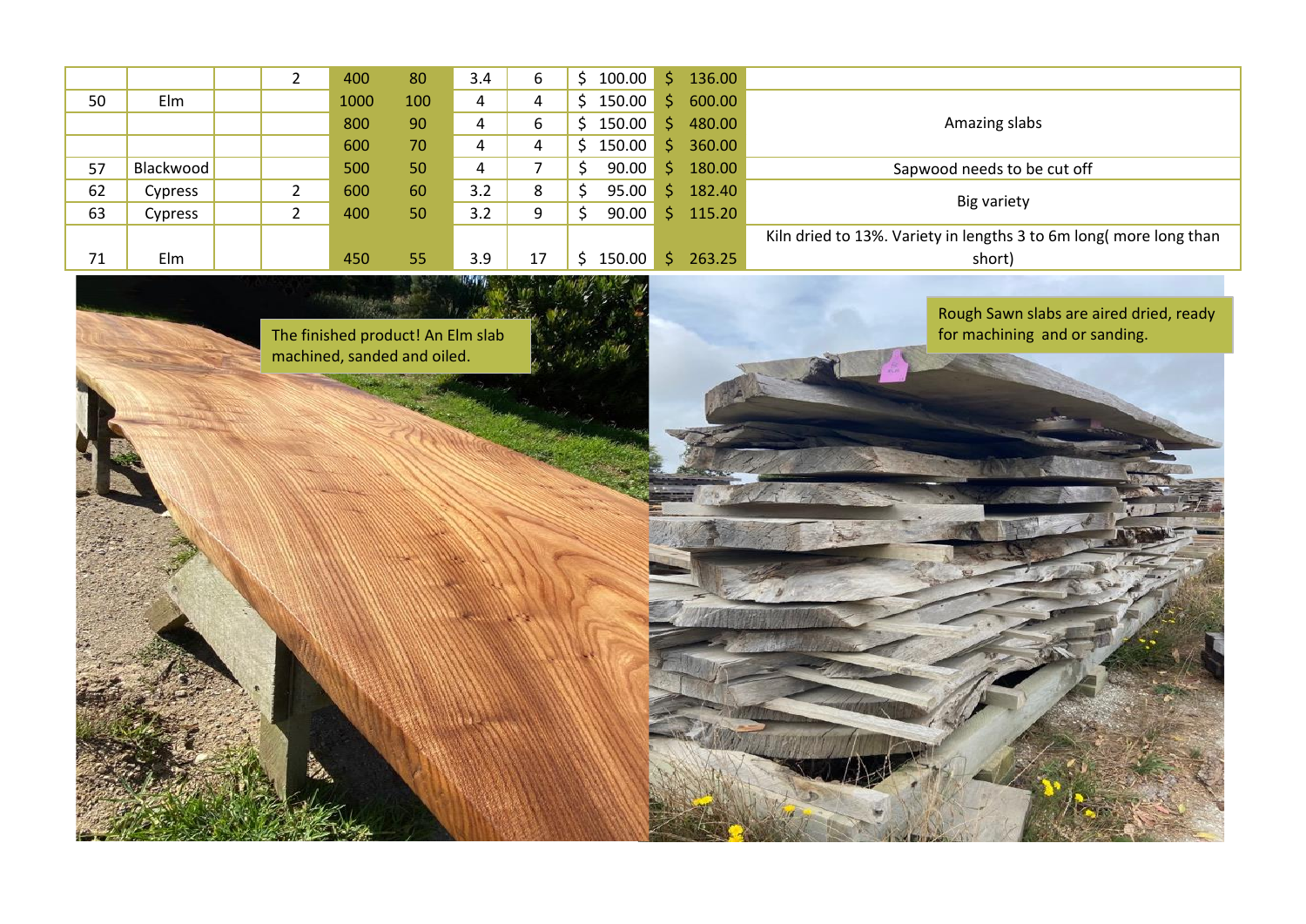| | | | | | | | | | | |
|---|---|---|---|---|---|---|---|---|---|---|
| | | | 2 | 400 | 80 | 3.4 | 6 | $ 100.00 | $ 136.00 | |
| 50 | Elm | | | 1000 | 100 | 4 | 4 | $ 150.00 | $ 600.00 | Amazing slabs |
| | | | | 800 | 90 | 4 | 6 | $ 150.00 | $ 480.00 | |
| | | | | 600 | 70 | 4 | 4 | $ 150.00 | $ 360.00 | |
| 57 | Blackwood | | | 500 | 50 | 4 | 7 | $ 90.00 | $ 180.00 | Sapwood needs to be cut off |
| 62 | Cypress | | 2 | 600 | 60 | 3.2 | 8 | $ 95.00 | $ 182.40 | Big variety |
| 63 | Cypress | | 2 | 400 | 50 | 3.2 | 9 | $ 90.00 | $ 115.20 | |
| 71 | Elm | | | 450 | 55 | 3.9 | 17 | $ 150.00 | $ 263.25 | Kiln dried to 13%. Variety in lengths 3 to 6m long( more long than short) |

The finished product! An Elm slab machined, sanded and oiled.

Rough Sawn slabs are aired dried, ready for machining and or sanding.